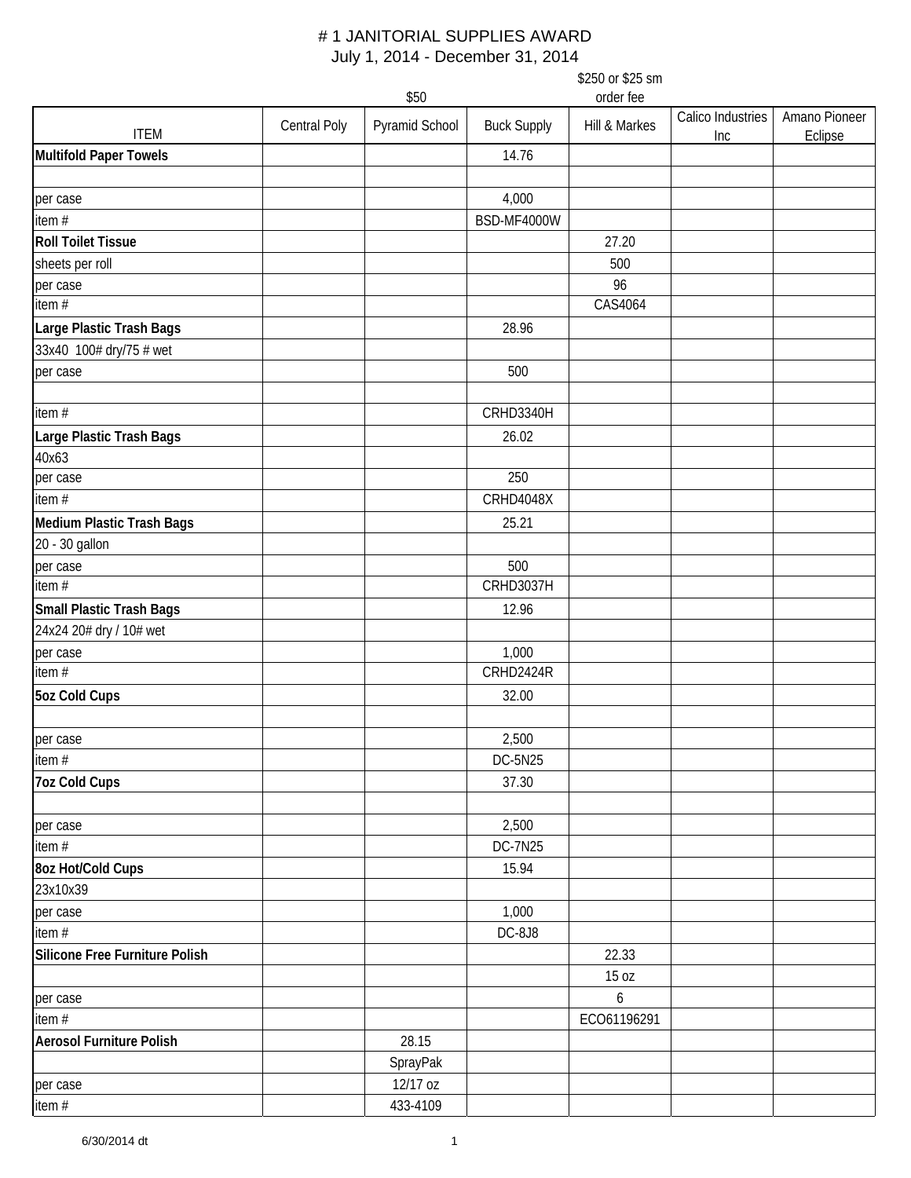# # 1 JANITORIAL SUPPLIES AWARD

July 1, 2014 - December 31, 2014

| ITEM | Central Poly | Pyramid School<br>$50 | Buck Supply | Hill & Markes<br>$250 or $25 sm order fee | Calico Industries Inc | Amano Pioneer Eclipse |
|---|---|---|---|---|---|---|
| **Multifold Paper Towels** | | | 14.76 | | | |
| | | | | | | |
| per case | | | 4,000 | | | |
| item # | | | BSD-MF4000W | | | |
| **Roll Toilet Tissue** | | | | 27.20 | | |
| sheets per roll | | | | 500 | | |
| per case | | | | 96 | | |
| item # | | | | CAS4064 | | |
| **Large Plastic Trash Bags** | | | 28.96 | | | |
| 33x40 100# dry/75 # wet | | | | | | |
| per case | | | 500 | | | |
| | | | | | | |
| item # | | | CRHD3340H | | | |
| **Large Plastic Trash Bags** | | | 26.02 | | | |
| 40x63 | | | | | | |
| per case | | | 250 | | | |
| item # | | | CRHD4048X | | | |
| **Medium Plastic Trash Bags** | | | 25.21 | | | |
| 20 - 30 gallon | | | | | | |
| per case | | | 500 | | | |
| item # | | | CRHD3037H | | | |
| **Small Plastic Trash Bags** | | | 12.96 | | | |
| 24x24 20# dry / 10# wet | | | | | | |
| per case | | | 1,000 | | | |
| item # | | | CRHD2424R | | | |
| **5oz Cold Cups** | | | 32.00 | | | |
| | | | | | | |
| per case | | | 2,500 | | | |
| item # | | | DC-5N25 | | | |
| **7oz Cold Cups** | | | 37.30 | | | |
| | | | | | | |
| per case | | | 2,500 | | | |
| item # | | | DC-7N25 | | | |
| **8oz Hot/Cold Cups** | | | 15.94 | | | |
| 23x10x39 | | | | | | |
| per case | | | 1,000 | | | |
| item # | | | DC-8J8 | | | |
| **Silicone Free Furniture Polish** | | | | 22.33 | | |
| | | | | 15 oz | | |
| per case | | | | 6 | | |
| item # | | | | ECO61196291 | | |
| **Aerosol Furniture Polish** | | 28.15 | | | | |
| | | SprayPak | | | | |
| per case | | 12/17 oz | | | | |
| item # | | 433-4109 | | | | |

6/30/2014 dt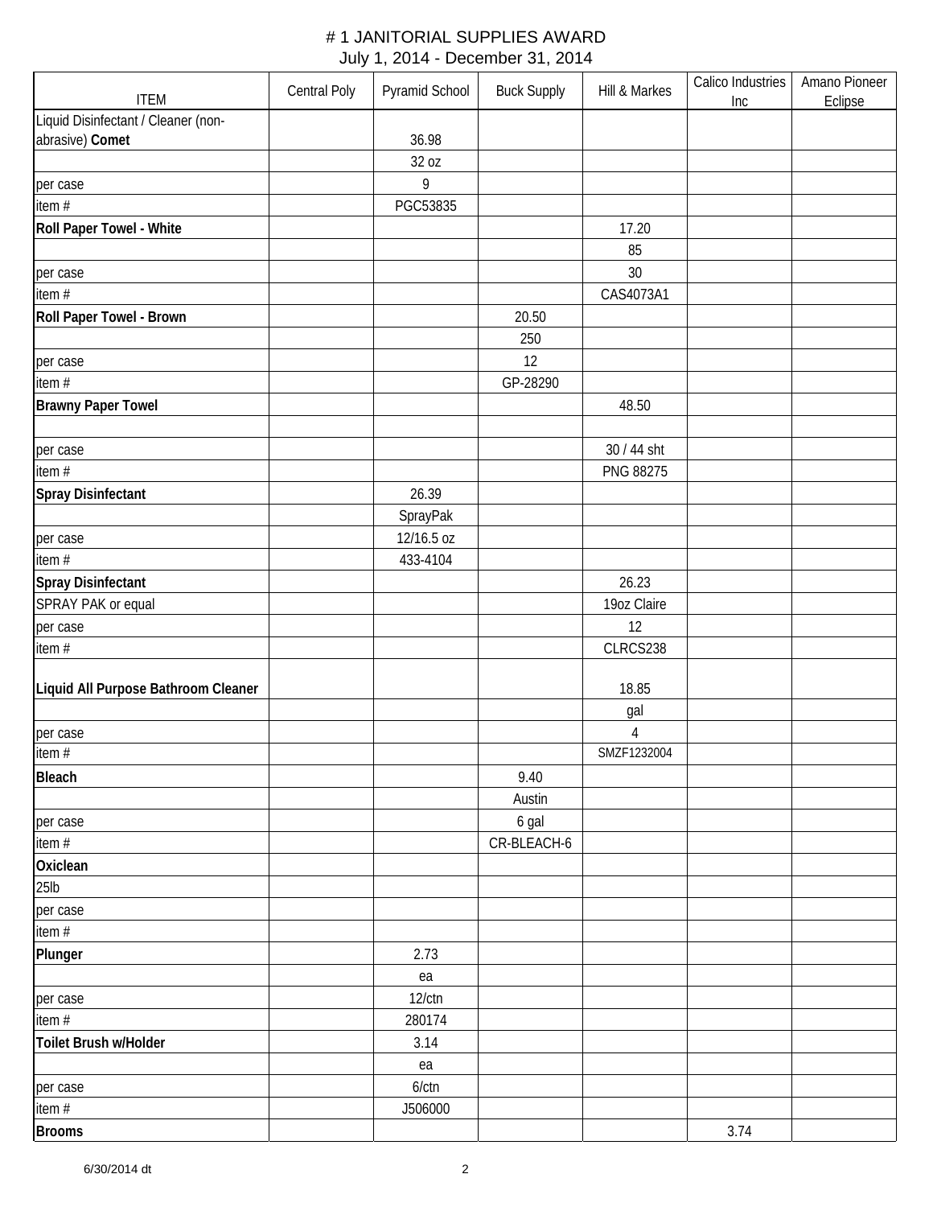# # 1 JANITORIAL SUPPLIES AWARD

July 1, 2014 - December 31, 2014

| ITEM | Central Poly | Pyramid School | Buck Supply | Hill & Markes | Calico Industries Inc | Amano Pioneer Eclipse |
|---|---|---|---|---|---|---|
| Liquid Disinfectant / Cleaner (non-abrasive) **Comet** | | 36.98 | | | | |
| | | 32 oz | | | | |
| per case | | 9 | | | | |
| item # | | PGC53835 | | | | |
| **Roll Paper Towel - White** | | | | 17.20 | | |
| | | | | 85 | | |
| per case | | | | 30 | | |
| item # | | | | CAS4073A1 | | |
| **Roll Paper Towel - Brown** | | | 20.50 | | | |
| | | | 250 | | | |
| per case | | | 12 | | | |
| item # | | | GP-28290 | | | |
| **Brawny Paper Towel** | | | | 48.50 | | |
| | | | | | | |
| per case | | | | 30 / 44 sht | | |
| item # | | | | PNG 88275 | | |
| **Spray Disinfectant** | | 26.39 | | | | |
| | | SprayPak | | | | |
| per case | | 12/16.5 oz | | | | |
| item # | | 433-4104 | | | | |
| **Spray Disinfectant** | | | | 26.23 | | |
| SPRAY PAK or equal | | | | 19oz Claire | | |
| per case | | | | 12 | | |
| item # | | | | CLRCS238 | | |
| **Liquid All Purpose Bathroom Cleaner** | | | | 18.85 | | |
| | | | | gal | | |
| per case | | | | 4 | | |
| item # | | | | SMZF1232004 | | |
| **Bleach** | | | 9.40 | | | |
| | | | Austin | | | |
| per case | | | 6 gal | | | |
| item # | | | CR-BLEACH-6 | | | |
| **Oxiclean** | | | | | | |
| 25lb | | | | | | |
| per case | | | | | | |
| item # | | | | | | |
| **Plunger** | | 2.73 | | | | |
| | | ea | | | | |
| per case | | 12/ctn | | | | |
| item # | | 280174 | | | | |
| **Toilet Brush w/Holder** | | 3.14 | | | | |
| | | ea | | | | |
| per case | | 6/ctn | | | | |
| item # | | J506000 | | | | |
| **Brooms** | | | | | 3.74 | |

6/30/2014 dt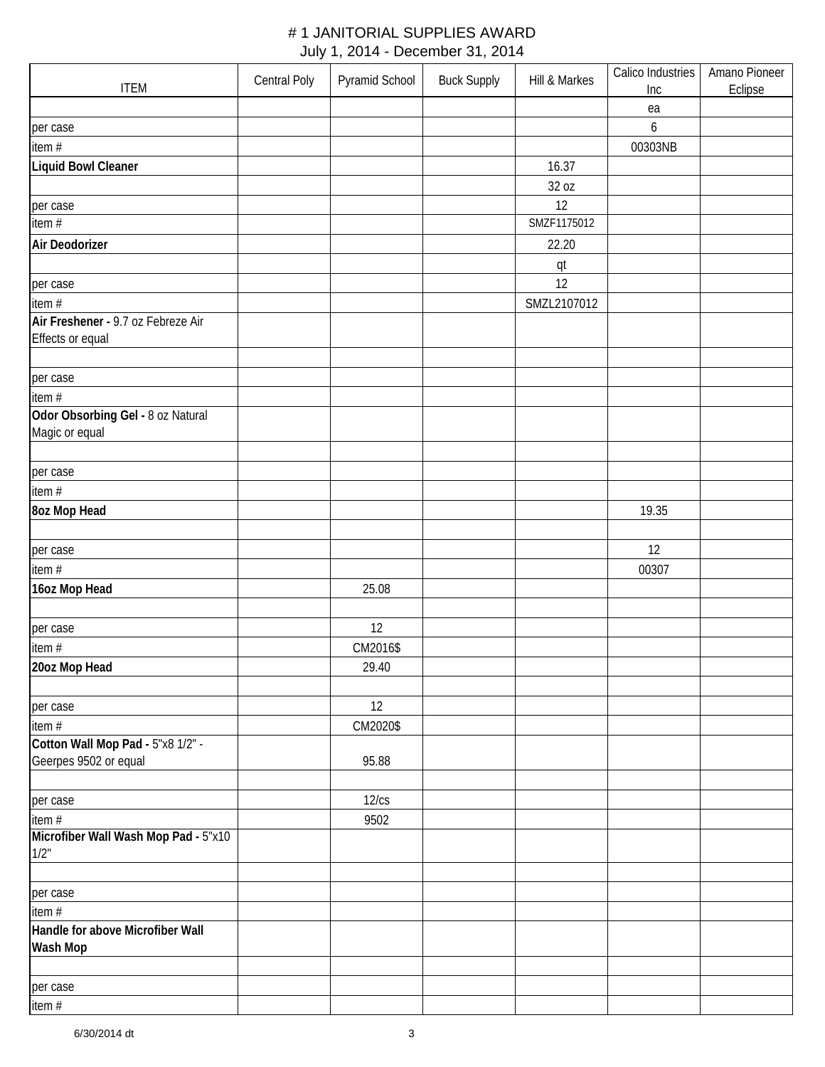# # 1 JANITORIAL SUPPLIES AWARD

July 1, 2014 - December 31, 2014

| ITEM | Central Poly | Pyramid School | Buck Supply | Hill & Markes | Calico Industries Inc | Amano Pioneer Eclipse |
|---|---|---|---|---|---|---|
| | | | | | ea | |
| per case | | | | | 6 | |
| item # | | | | | 00303NB | |
| **Liquid Bowl Cleaner** | | | | 16.37 | | |
| | | | | 32 oz | | |
| per case | | | | 12 | | |
| item # | | | | SMZF1175012 | | |
| **Air Deodorizer** | | | | 22.20 | | |
| | | | | qt | | |
| per case | | | | 12 | | |
| item # | | | | SMZL2107012 | | |
| **Air Freshener -** 9.7 oz Febreze Air Effects or equal | | | | | | |
| | | | | | | |
| per case | | | | | | |
| item # | | | | | | |
| **Odor Obsorbing Gel -** 8 oz Natural Magic or equal | | | | | | |
| | | | | | | |
| per case | | | | | | |
| item # | | | | | | |
| **8oz Mop Head** | | | | | 19.35 | |
| | | | | | | |
| per case | | | | | 12 | |
| item # | | | | | 00307 | |
| **16oz Mop Head** | | 25.08 | | | | |
| | | | | | | |
| per case | | 12 | | | | |
| item # | | CM2016$ | | | | |
| **20oz Mop Head** | | 29.40 | | | | |
| | | | | | | |
| per case | | 12 | | | | |
| item # | | CM2020$ | | | | |
| **Cotton Wall Mop Pad -** 5"x8 1/2" - Geerpes 9502 or equal | | 95.88 | | | | |
| | | | | | | |
| per case | | 12/cs | | | | |
| item # | | 9502 | | | | |
| **Microfiber Wall Wash Mop Pad -** 5"x10 1/2" | | | | | | |
| | | | | | | |
| per case | | | | | | |
| item # | | | | | | |
| **Handle for above Microfiber Wall Wash Mop** | | | | | | |
| | | | | | | |
| per case | | | | | | |
| item # | | | | | | |

6/30/2014 dt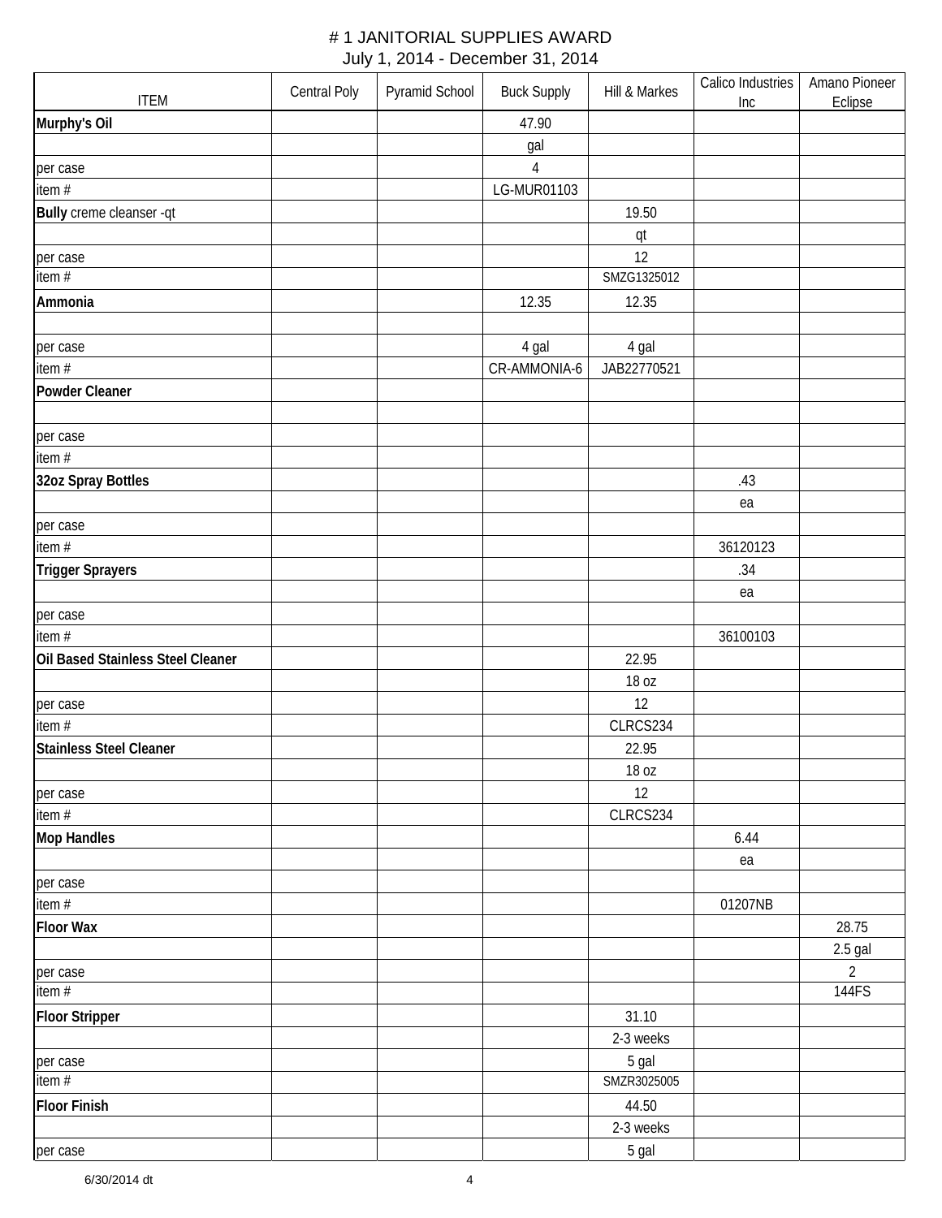# # 1 JANITORIAL SUPPLIES AWARD

July 1, 2014 - December 31, 2014

| ITEM | Central Poly | Pyramid School | Buck Supply | Hill & Markes | Calico Industries Inc | Amano Pioneer Eclipse |
|---|---|---|---|---|---|---|
| **Murphy's Oil** | | | 47.90 | | | |
| | | | gal | | | |
| per case | | | 4 | | | |
| item # | | | LG-MUR01103 | | | |
| **Bully** creme cleanser -qt | | | | 19.50 | | |
| | | | | qt | | |
| per case | | | | 12 | | |
| item # | | | | SMZG1325012 | | |
| **Ammonia** | | | 12.35 | 12.35 | | |
| | | | | | | |
| per case | | | 4 gal | 4 gal | | |
| item # | | | CR-AMMONIA-6 | JAB22770521 | | |
| **Powder Cleaner** | | | | | | |
| | | | | | | |
| per case | | | | | | |
| item # | | | | | | |
| **32oz Spray Bottles** | | | | | .43 | |
| | | | | | ea | |
| per case | | | | | | |
| item # | | | | | 36120123 | |
| **Trigger Sprayers** | | | | | .34 | |
| | | | | | ea | |
| per case | | | | | | |
| item # | | | | | 36100103 | |
| **Oil Based Stainless Steel Cleaner** | | | | 22.95 | | |
| | | | | 18 oz | | |
| per case | | | | 12 | | |
| item # | | | | CLRCS234 | | |
| **Stainless Steel Cleaner** | | | | 22.95 | | |
| | | | | 18 oz | | |
| per case | | | | 12 | | |
| item # | | | | CLRCS234 | | |
| **Mop Handles** | | | | | 6.44 | |
| | | | | | ea | |
| per case | | | | | | |
| item # | | | | | 01207NB | |
| **Floor Wax** | | | | | | 28.75 |
| | | | | | | 2.5 gal |
| per case | | | | | | 2 |
| item # | | | | | | 144FS |
| **Floor Stripper** | | | | 31.10 | | |
| | | | | 2-3 weeks | | |
| per case | | | | 5 gal | | |
| item # | | | | SMZR3025005 | | |
| **Floor Finish** | | | | 44.50 | | |
| | | | | 2-3 weeks | | |
| per case | | | | 5 gal | | |

6/30/2014 dt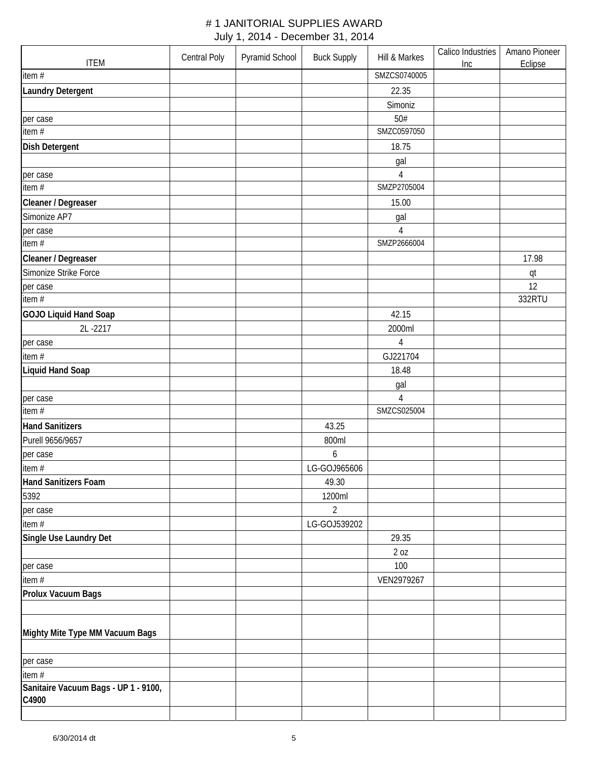# # 1 JANITORIAL SUPPLIES AWARD

July 1, 2014 - December 31, 2014

| ITEM | Central Poly | Pyramid School | Buck Supply | Hill & Markes | Calico Industries Inc | Amano Pioneer Eclipse |
|---|---|---|---|---|---|---|
| item # | | | | SMZCS0740005 | | |
| **Laundry Detergent** | | | | 22.35 | | |
| | | | | Simoniz | | |
| per case | | | | 50# | | |
| item # | | | | SMZC0597050 | | |
| **Dish Detergent** | | | | 18.75 | | |
| | | | | gal | | |
| per case | | | | 4 | | |
| item # | | | | SMZP2705004 | | |
| **Cleaner / Degreaser** | | | | 15.00 | | |
| Simonize AP7 | | | | gal | | |
| per case | | | | 4 | | |
| item # | | | | SMZP2666004 | | |
| **Cleaner / Degreaser** | | | | | | 17.98 |
| Simonize Strike Force | | | | | | qt |
| per case | | | | | | 12 |
| item # | | | | | | 332RTU |
| **GOJO Liquid Hand Soap** | | | | 42.15 | | |
| 2L -2217 | | | | 2000ml | | |
| per case | | | | 4 | | |
| item # | | | | GJ221704 | | |
| **Liquid Hand Soap** | | | | 18.48 | | |
| | | | | gal | | |
| per case | | | | 4 | | |
| item # | | | | SMZCS025004 | | |
| **Hand Sanitizers** | | | 43.25 | | | |
| Purell 9656/9657 | | | 800ml | | | |
| per case | | | 6 | | | |
| item # | | | LG-GOJ965606 | | | |
| **Hand Sanitizers Foam** | | | 49.30 | | | |
| 5392 | | | 1200ml | | | |
| per case | | | 2 | | | |
| item # | | | LG-GOJ539202 | | | |
| **Single Use Laundry Det** | | | | 29.35 | | |
| | | | | 2 oz | | |
| per case | | | | 100 | | |
| item # | | | | VEN2979267 | | |
| **Prolux Vacuum Bags** | | | | | | |
| | | | | | | |
| **Mighty Mite Type MM Vacuum Bags** | | | | | | |
| | | | | | | |
| per case | | | | | | |
| item # | | | | | | |
| **Sanitaire Vacuum Bags - UP 1 - 9100, C4900** | | | | | | |
| | | | | | | |

6/30/2014 dt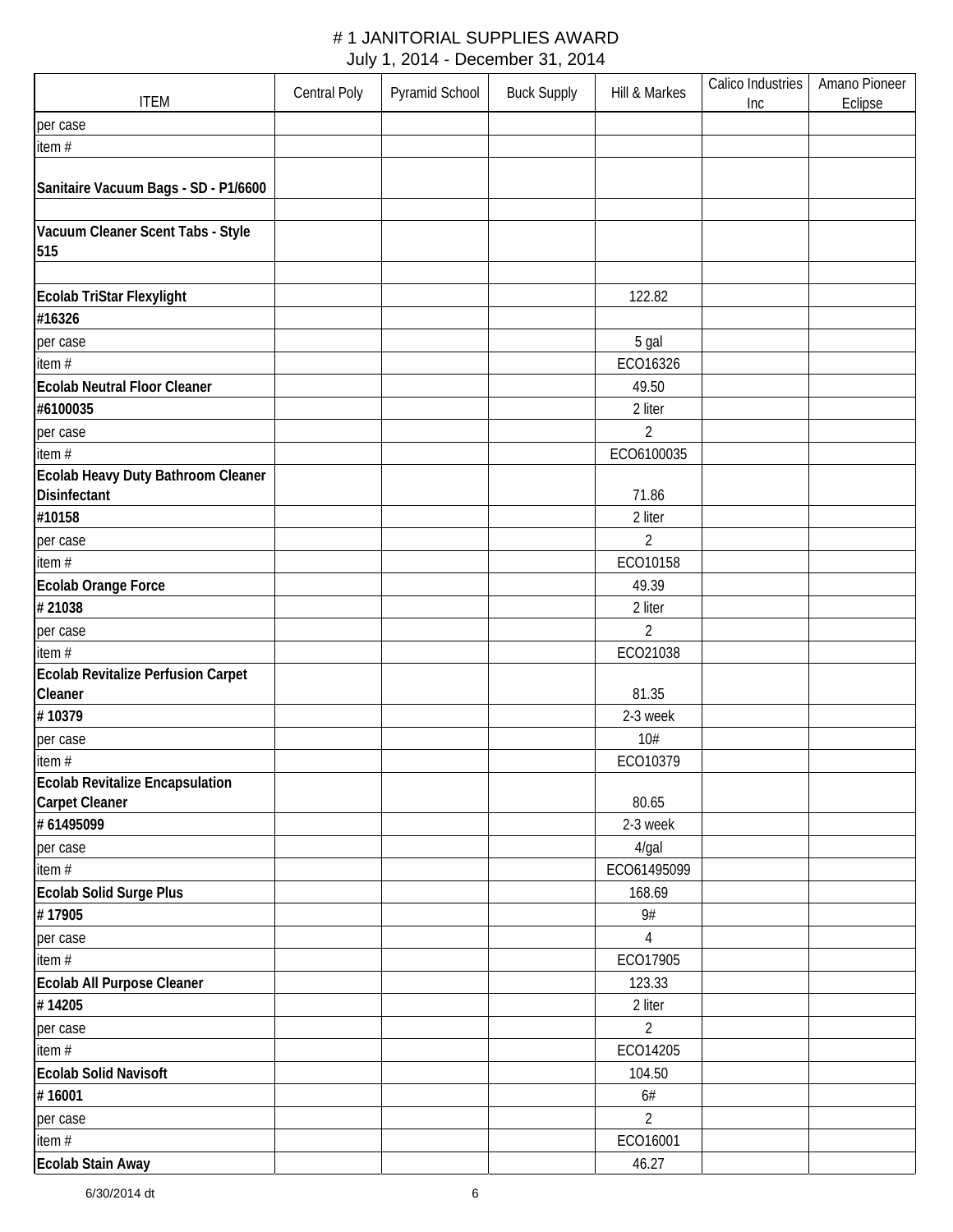# # 1 JANITORIAL SUPPLIES AWARD

July 1, 2014 - December 31, 2014

| ITEM | Central Poly | Pyramid School | Buck Supply | Hill & Markes | Calico Industries Inc | Amano Pioneer Eclipse |
|---|---|---|---|---|---|---|
| per case | | | | | | |
| item # | | | | | | |
| **Sanitaire Vacuum Bags - SD - P1/6600** | | | | | | |
| | | | | | | |
| **Vacuum Cleaner Scent Tabs - Style 515** | | | | | | |
| | | | | | | |
| **Ecolab TriStar Flexylight** | | | | 122.82 | | |
| **#16326** | | | | | | |
| per case | | | | 5 gal | | |
| item # | | | | ECO16326 | | |
| **Ecolab Neutral Floor Cleaner** | | | | 49.50 | | |
| **#6100035** | | | | 2 liter | | |
| per case | | | | 2 | | |
| item # | | | | ECO6100035 | | |
| **Ecolab Heavy Duty Bathroom Cleaner Disinfectant** | | | | 71.86 | | |
| **#10158** | | | | 2 liter | | |
| per case | | | | 2 | | |
| item # | | | | ECO10158 | | |
| **Ecolab Orange Force** | | | | 49.39 | | |
| **# 21038** | | | | 2 liter | | |
| per case | | | | 2 | | |
| item # | | | | ECO21038 | | |
| **Ecolab Revitalize Perfusion Carpet Cleaner** | | | | 81.35 | | |
| **# 10379** | | | | 2-3 week | | |
| per case | | | | 10# | | |
| item # | | | | ECO10379 | | |
| **Ecolab Revitalize Encapsulation Carpet Cleaner** | | | | 80.65 | | |
| **# 61495099** | | | | 2-3 week | | |
| per case | | | | 4/gal | | |
| item # | | | | ECO61495099 | | |
| **Ecolab Solid Surge Plus** | | | | 168.69 | | |
| **# 17905** | | | | 9# | | |
| per case | | | | 4 | | |
| item # | | | | ECO17905 | | |
| **Ecolab All Purpose Cleaner** | | | | 123.33 | | |
| **# 14205** | | | | 2 liter | | |
| per case | | | | 2 | | |
| item # | | | | ECO14205 | | |
| **Ecolab Solid Navisoft** | | | | 104.50 | | |
| **# 16001** | | | | 6# | | |
| per case | | | | 2 | | |
| item # | | | | ECO16001 | | |
| **Ecolab Stain Away** | | | | 46.27 | | |

6/30/2014 dt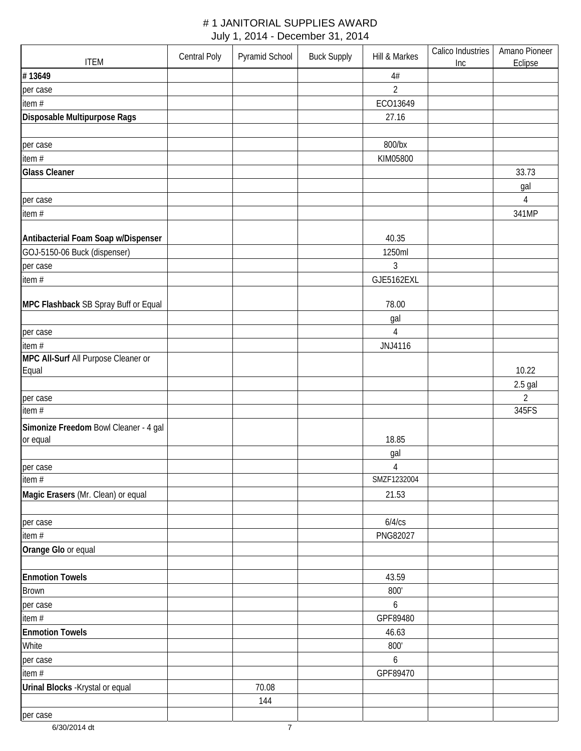# # 1 JANITORIAL SUPPLIES AWARD
July 1, 2014 - December 31, 2014

| ITEM | Central Poly | Pyramid School | Buck Supply | Hill & Markes | Calico Industries Inc | Amano Pioneer Eclipse |
|---|---|---|---|---|---|---|
| **# 13649** | | | | 4# | | |
| per case | | | | 2 | | |
| item # | | | | ECO13649 | | |
| **Disposable Multipurpose Rags** | | | | 27.16 | | |
| | | | | | | |
| per case | | | | 800/bx | | |
| item # | | | | KIM05800 | | |
| **Glass Cleaner** | | | | | | 33.73 |
| | | | | | | gal |
| per case | | | | | | 4 |
| item # | | | | | | 341MP |
| **Antibacterial Foam Soap w/Dispenser** | | | | 40.35 | | |
| GOJ-5150-06 Buck (dispenser) | | | | 1250ml | | |
| per case | | | | 3 | | |
| item # | | | | GJE5162EXL | | |
| **MPC Flashback** SB Spray Buff or Equal | | | | 78.00 | | |
| | | | | gal | | |
| per case | | | | 4 | | |
| item # | | | | JNJ4116 | | |
| **MPC All-Surf** All Purpose Cleaner or Equal | | | | | | 10.22 |
| | | | | | | 2.5 gal |
| per case | | | | | | 2 |
| item # | | | | | | 345FS |
| **Simonize Freedom** Bowl Cleaner - 4 gal or equal | | | | 18.85 | | |
| | | | | gal | | |
| per case | | | | 4 | | |
| item # | | | | SMZF1232004 | | |
| **Magic Erasers** (Mr. Clean) or equal | | | | 21.53 | | |
| | | | | | | |
| per case | | | | 6/4/cs | | |
| item # | | | | PNG82027 | | |
| **Orange Glo** or equal | | | | | | |
| | | | | | | |
| **Enmotion Towels** | | | | 43.59 | | |
| Brown | | | | 800' | | |
| per case | | | | 6 | | |
| item # | | | | GPF89480 | | |
| **Enmotion Towels** | | | | 46.63 | | |
| White | | | | 800' | | |
| per case | | | | 6 | | |
| item # | | | | GPF89470 | | |
| **Urinal Blocks** -Krystal or equal | | 70.08 | | | | |
| | | 144 | | | | |
| per case | | | | | | |

6/30/2014 dt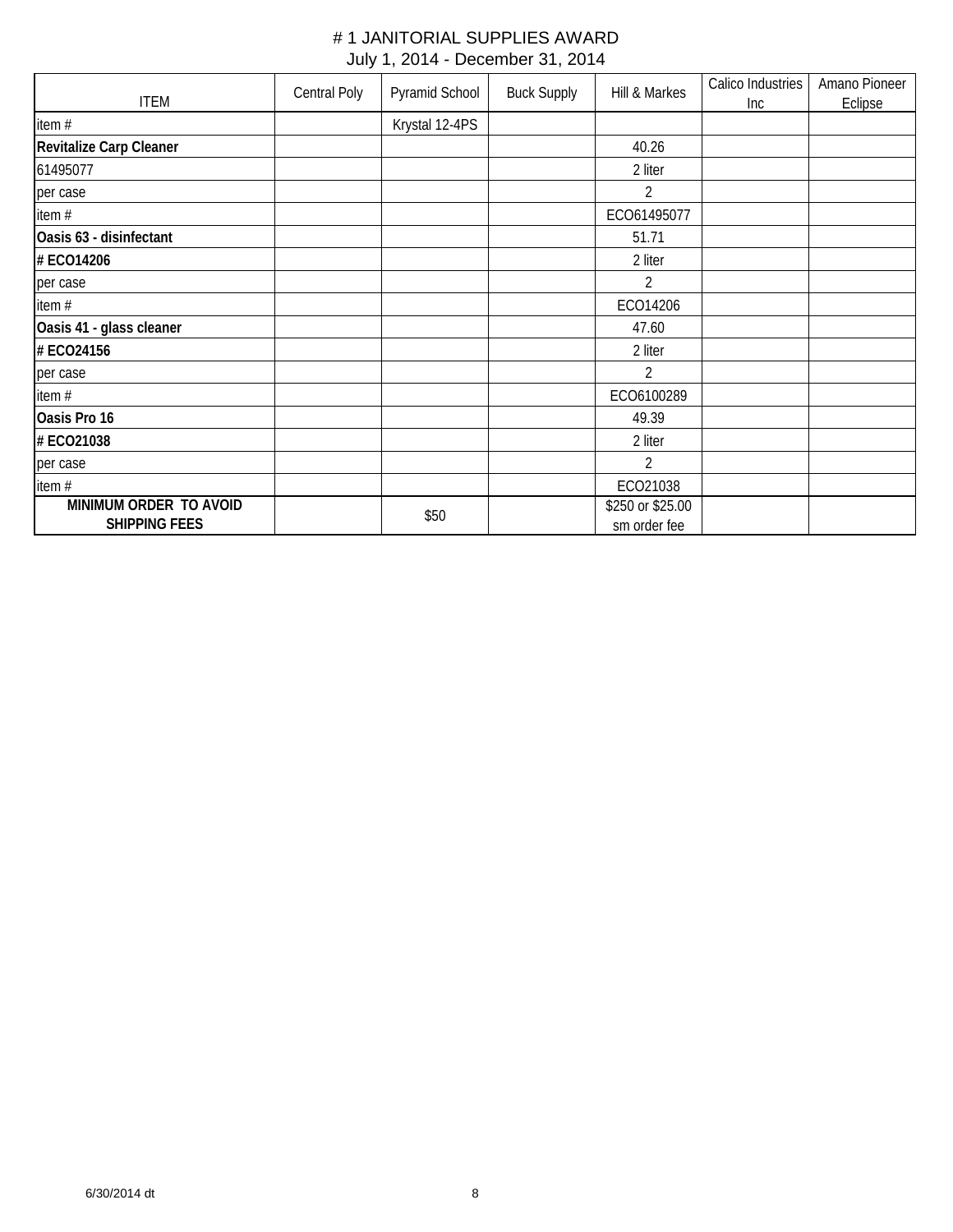# # 1 JANITORIAL SUPPLIES AWARD

July 1, 2014 - December 31, 2014

| ITEM | Central Poly | Pyramid School | Buck Supply | Hill & Markes | Calico Industries Inc | Amano Pioneer Eclipse |
|---|---|---|---|---|---|---|
| item # | | Krystal 12-4PS | | | | |
| **Revitalize Carp Cleaner** | | | | 40.26 | | |
| 61495077 | | | | 2 liter | | |
| per case | | | | 2 | | |
| item # | | | | ECO61495077 | | |
| **Oasis 63 - disinfectant** | | | | 51.71 | | |
| **# ECO14206** | | | | 2 liter | | |
| per case | | | | 2 | | |
| item # | | | | ECO14206 | | |
| **Oasis 41 - glass cleaner** | | | | 47.60 | | |
| **# ECO24156** | | | | 2 liter | | |
| per case | | | | 2 | | |
| item # | | | | ECO6100289 | | |
| **Oasis Pro 16** | | | | 49.39 | | |
| **# ECO21038** | | | | 2 liter | | |
| per case | | | | 2 | | |
| item # | | | | ECO21038 | | |
| **MINIMUM ORDER TO AVOID SHIPPING FEES** | | $50 | | $250 or $25.00 sm order fee | | |

6/30/2014 dt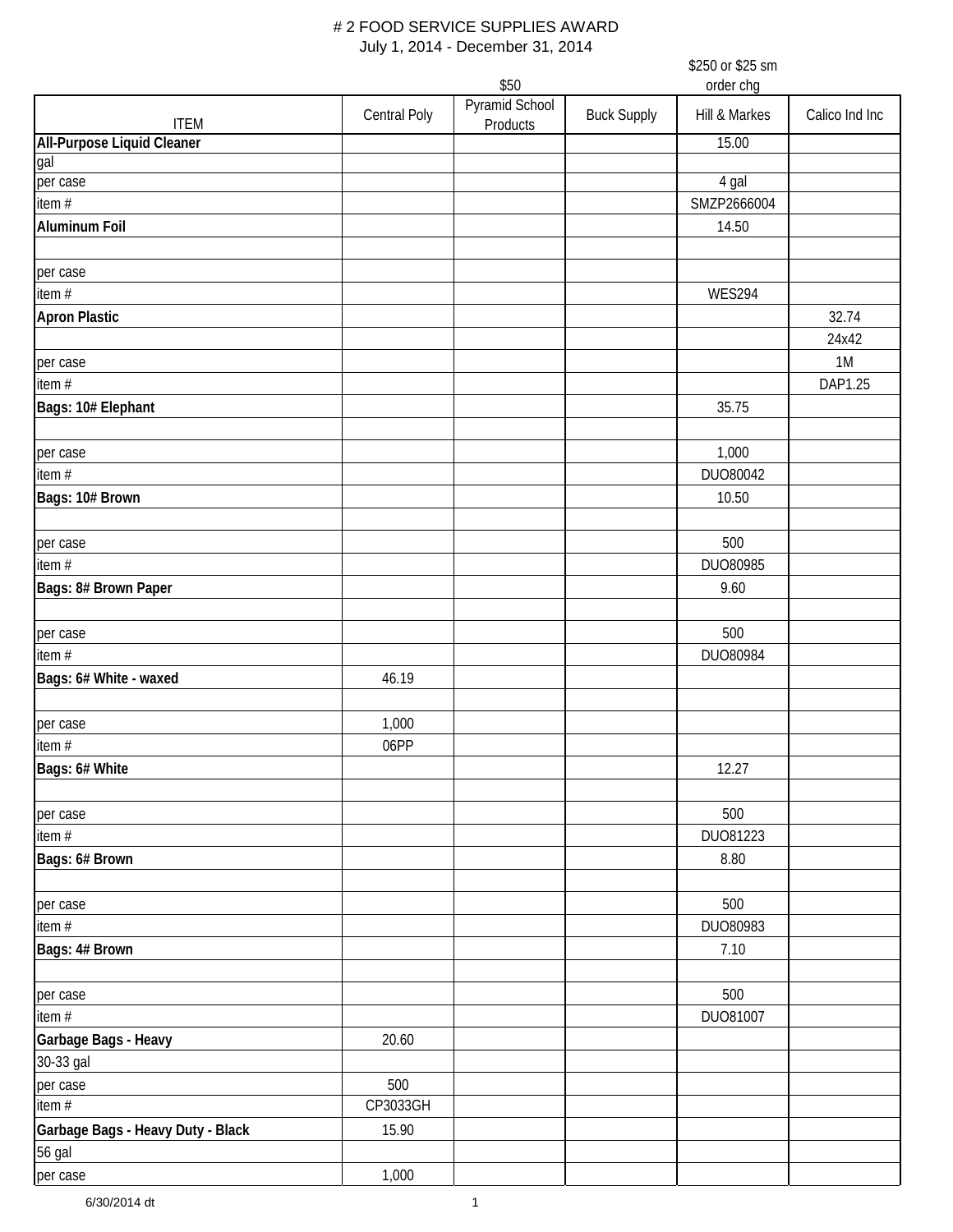# # 2 FOOD SERVICE SUPPLIES AWARD

July 1, 2014 - December 31, 2014

| ITEM | Central Poly | Pyramid School Products ($50) | Buck Supply | Hill & Markes ($250 or $25 sm order chg) | Calico Ind Inc |
|---|---|---|---|---|---|
| **All-Purpose Liquid Cleaner** | | | | 15.00 | |
| gal | | | | | |
| per case | | | | 4 gal | |
| item # | | | | SMZP2666004 | |
| **Aluminum Foil** | | | | 14.50 | |
| | | | | | |
| per case | | | | | |
| item # | | | | WES294 | |
| **Apron Plastic** | | | | | 32.74 |
| | | | | | 24x42 |
| per case | | | | | 1M |
| item # | | | | | DAP1.25 |
| **Bags: 10# Elephant** | | | | 35.75 | |
| | | | | | |
| per case | | | | 1,000 | |
| item # | | | | DUO80042 | |
| **Bags: 10# Brown** | | | | 10.50 | |
| | | | | | |
| per case | | | | 500 | |
| item # | | | | DUO80985 | |
| **Bags: 8# Brown Paper** | | | | 9.60 | |
| | | | | | |
| per case | | | | 500 | |
| item # | | | | DUO80984 | |
| **Bags: 6# White - waxed** | 46.19 | | | | |
| | | | | | |
| per case | 1,000 | | | | |
| item # | 06PP | | | | |
| **Bags: 6# White** | | | | 12.27 | |
| | | | | | |
| per case | | | | 500 | |
| item # | | | | DUO81223 | |
| **Bags: 6# Brown** | | | | 8.80 | |
| | | | | | |
| per case | | | | 500 | |
| item # | | | | DUO80983 | |
| **Bags: 4# Brown** | | | | 7.10 | |
| | | | | | |
| per case | | | | 500 | |
| item # | | | | DUO81007 | |
| **Garbage Bags - Heavy** | 20.60 | | | | |
| 30-33 gal | | | | | |
| per case | 500 | | | | |
| item # | CP3033GH | | | | |
| **Garbage Bags - Heavy Duty - Black** | 15.90 | | | | |
| 56 gal | | | | | |
| per case | 1,000 | | | | |

6/30/2014 dt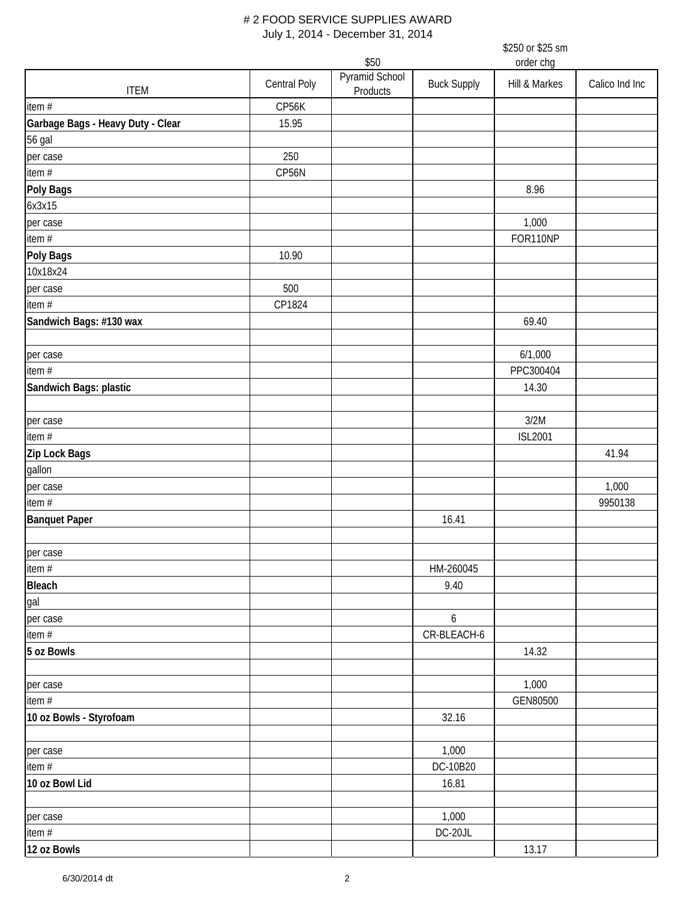# 2 FOOD SERVICE SUPPLIES AWARD
July 1, 2014 - December 31, 2014

| ITEM | Central Poly | $50<br>Pyramid School Products | Buck Supply | $250 or $25 sm order chg<br>Hill & Markes | Calico Ind Inc |
|---|---|---|---|---|---|
| item # | CP56K | | | | |
| **Garbage Bags - Heavy Duty - Clear** | 15.95 | | | | |
| 56 gal | | | | | |
| per case | 250 | | | | |
| item # | CP56N | | | | |
| **Poly Bags** | | | | 8.96 | |
| 6x3x15 | | | | | |
| per case | | | | 1,000 | |
| item # | | | | FOR110NP | |
| **Poly Bags** | 10.90 | | | | |
| 10x18x24 | | | | | |
| per case | 500 | | | | |
| item # | CP1824 | | | | |
| **Sandwich Bags: #130 wax** | | | | 69.40 | |
| | | | | | |
| per case | | | | 6/1,000 | |
| item # | | | | PPC300404 | |
| **Sandwich Bags: plastic** | | | | 14.30 | |
| | | | | | |
| per case | | | | 3/2M | |
| item # | | | | ISL2001 | |
| **Zip Lock Bags** | | | | | 41.94 |
| gallon | | | | | |
| per case | | | | | 1,000 |
| item # | | | | | 9950138 |
| **Banquet Paper** | | | 16.41 | | |
| | | | | | |
| per case | | | | | |
| item # | | | HM-260045 | | |
| **Bleach** | | | 9.40 | | |
| gal | | | | | |
| per case | | | 6 | | |
| item # | | | CR-BLEACH-6 | | |
| **5 oz Bowls** | | | | 14.32 | |
| | | | | | |
| per case | | | | 1,000 | |
| item # | | | | GEN80500 | |
| **10 oz Bowls - Styrofoam** | | | 32.16 | | |
| | | | | | |
| per case | | | 1,000 | | |
| item # | | | DC-10B20 | | |
| **10 oz Bowl Lid** | | | 16.81 | | |
| | | | | | |
| per case | | | 1,000 | | |
| item # | | | DC-20JL | | |
| **12 oz Bowls** | | | | 13.17 | |

6/30/2014 dt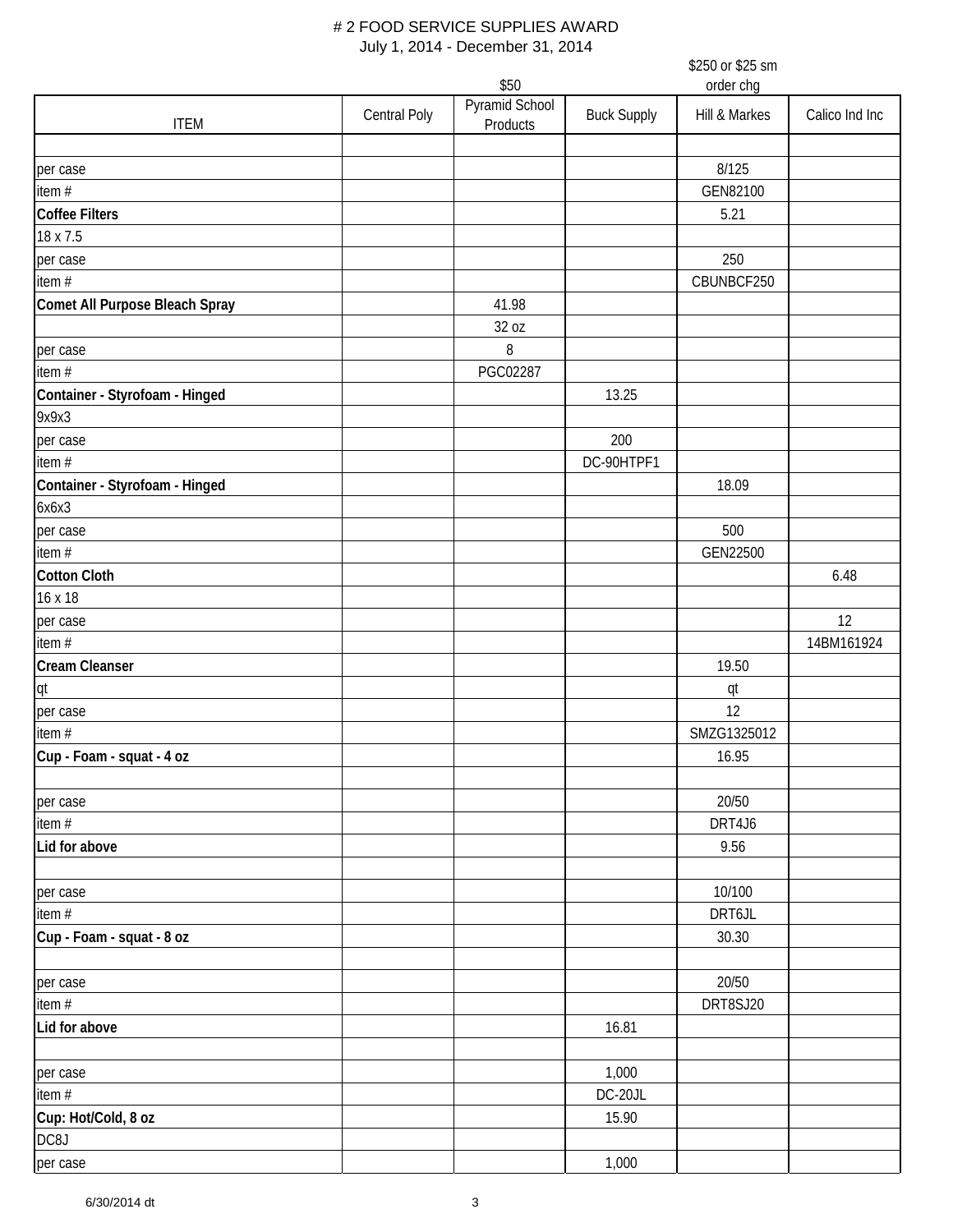# # 2 FOOD SERVICE SUPPLIES AWARD

July 1, 2014 - December 31, 2014

| ITEM | Central Poly | $50 Pyramid School Products | Buck Supply | $250 or $25 sm order chg Hill & Markes | Calico Ind Inc |
|---|---|---|---|---|---|
| | | | | | |
| per case | | | | 8/125 | |
| item # | | | | GEN82100 | |
| **Coffee Filters** | | | | 5.21 | |
| 18 x 7.5 | | | | | |
| per case | | | | 250 | |
| item # | | | | CBUNBCF250 | |
| **Comet All Purpose Bleach Spray** | | 41.98 | | | |
| | | 32 oz | | | |
| per case | | 8 | | | |
| item # | | PGC02287 | | | |
| **Container - Styrofoam - Hinged** | | | 13.25 | | |
| 9x9x3 | | | | | |
| per case | | | 200 | | |
| item # | | | DC-90HTPF1 | | |
| **Container - Styrofoam - Hinged** | | | | 18.09 | |
| 6x6x3 | | | | | |
| per case | | | | 500 | |
| item # | | | | GEN22500 | |
| **Cotton Cloth** | | | | | 6.48 |
| 16 x 18 | | | | | |
| per case | | | | | 12 |
| item # | | | | | 14BM161924 |
| **Cream Cleanser** | | | | 19.50 | |
| qt | | | | qt | |
| per case | | | | 12 | |
| item # | | | | SMZG1325012 | |
| **Cup - Foam - squat - 4 oz** | | | | 16.95 | |
| | | | | | |
| per case | | | | 20/50 | |
| item # | | | | DRT4J6 | |
| **Lid for above** | | | | 9.56 | |
| | | | | | |
| per case | | | | 10/100 | |
| item # | | | | DRT6JL | |
| **Cup - Foam - squat - 8 oz** | | | | 30.30 | |
| | | | | | |
| per case | | | | 20/50 | |
| item # | | | | DRT8SJ20 | |
| **Lid for above** | | | 16.81 | | |
| | | | | | |
| per case | | | 1,000 | | |
| item # | | | DC-20JL | | |
| **Cup: Hot/Cold, 8 oz** | | | 15.90 | | |
| DC8J | | | | | |
| per case | | | 1,000 | | |

6/30/2014 dt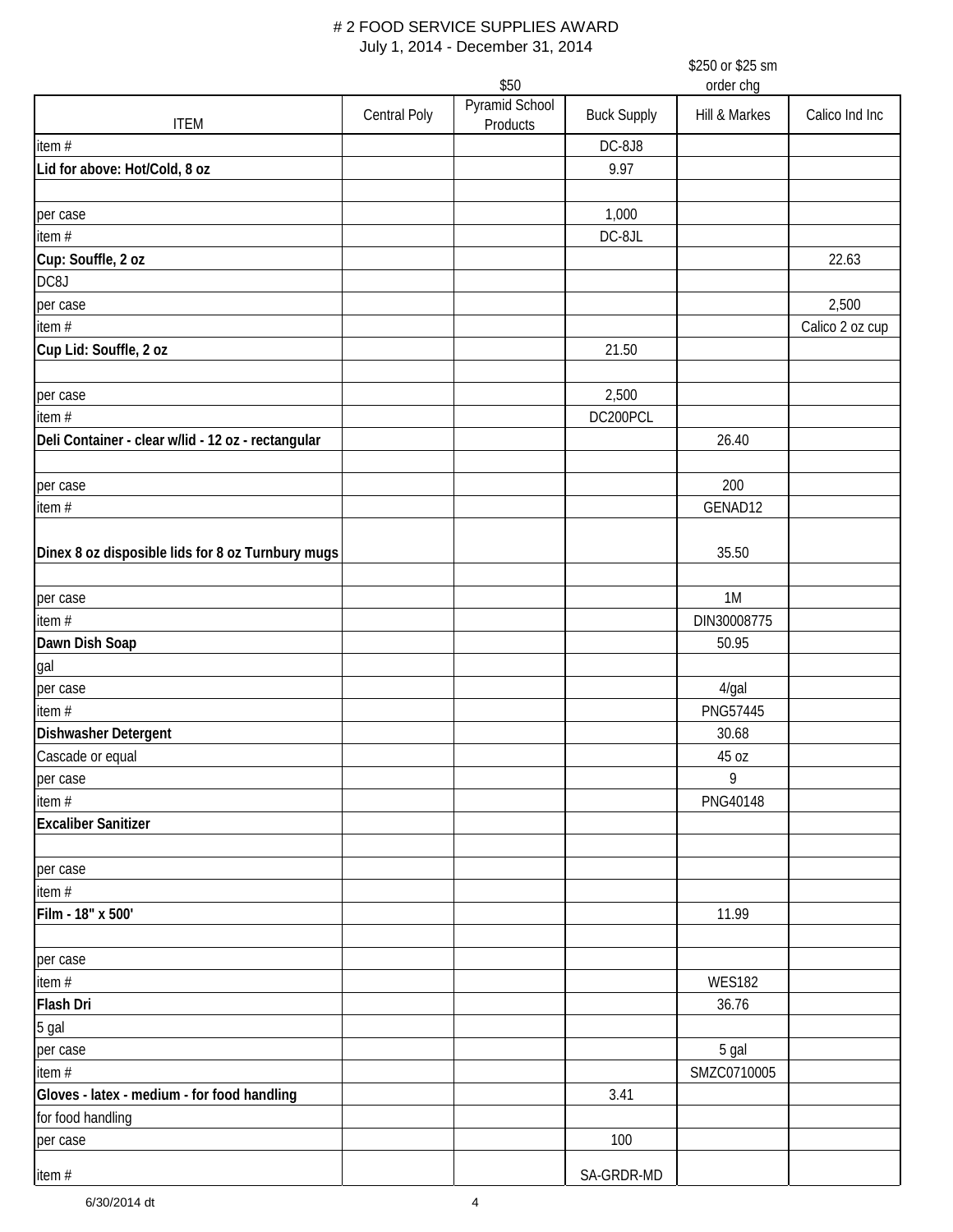# # 2 FOOD SERVICE SUPPLIES AWARD

July 1, 2014 - December 31, 2014

| ITEM | Central Poly | Pyramid School Products ($50) | Buck Supply | Hill & Markes ($250 or $25 sm order chg) | Calico Ind Inc |
|---|---|---|---|---|---|
| item # | | | DC-8J8 | | |
| **Lid for above: Hot/Cold, 8 oz** | | | 9.97 | | |
| | | | | | |
| per case | | | 1,000 | | |
| item # | | | DC-8JL | | |
| **Cup: Souffle, 2 oz** | | | | | 22.63 |
| DC8J | | | | | |
| per case | | | | | 2,500 |
| item # | | | | | Calico 2 oz cup |
| **Cup Lid: Souffle, 2 oz** | | | 21.50 | | |
| | | | | | |
| per case | | | 2,500 | | |
| item # | | | DC200PCL | | |
| **Deli Container - clear w/lid - 12 oz - rectangular** | | | | 26.40 | |
| | | | | | |
| per case | | | | 200 | |
| item # | | | | GENAD12 | |
| **Dinex 8 oz disposible lids for 8 oz Turnbury mugs** | | | | 35.50 | |
| | | | | | |
| per case | | | | 1M | |
| item # | | | | DIN30008775 | |
| **Dawn Dish Soap** | | | | 50.95 | |
| gal | | | | | |
| per case | | | | 4/gal | |
| item # | | | | PNG57445 | |
| **Dishwasher Detergent** | | | | 30.68 | |
| Cascade or equal | | | | 45 oz | |
| per case | | | | 9 | |
| item # | | | | PNG40148 | |
| **Excaliber Sanitizer** | | | | | |
| | | | | | |
| per case | | | | | |
| item # | | | | | |
| **Film - 18" x 500'** | | | | 11.99 | |
| | | | | | |
| per case | | | | | |
| item # | | | | WES182 | |
| **Flash Dri** | | | | 36.76 | |
| 5 gal | | | | | |
| per case | | | | 5 gal | |
| item # | | | | SMZC0710005 | |
| **Gloves - latex - medium - for food handling** | | | 3.41 | | |
| for food handling | | | | | |
| per case | | | 100 | | |
| item # | | | SA-GRDR-MD | | |

6/30/2014 dt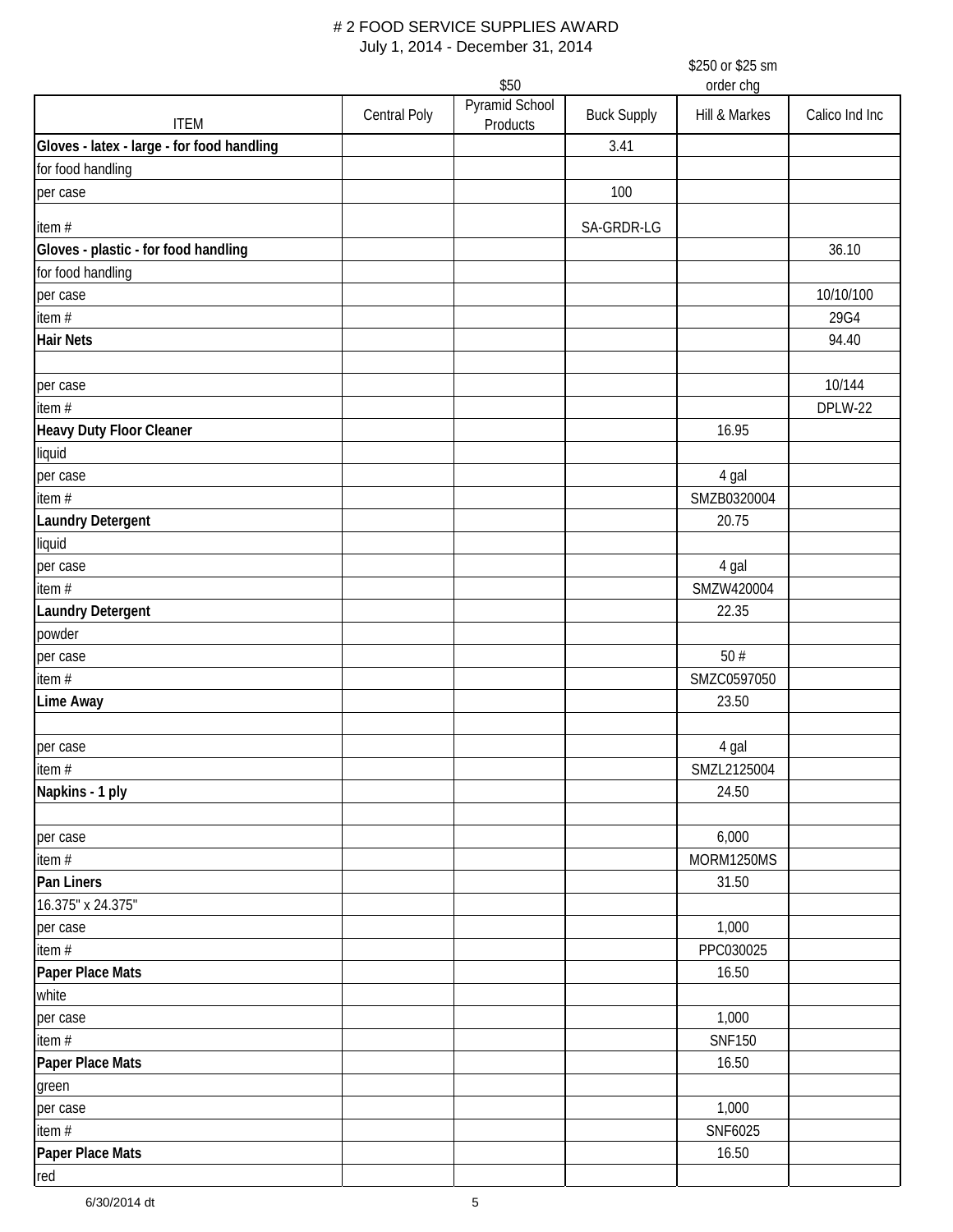# # 2 FOOD SERVICE SUPPLIES AWARD

July 1, 2014 - December 31, 2014

| ITEM | Central Poly | $50<br>Pyramid School Products | Buck Supply | $250 or $25 sm order chg<br>Hill & Markes | Calico Ind Inc |
|---|---|---|---|---|---|
| **Gloves - latex - large - for food handling** | | | 3.41 | | |
| for food handling | | | | | |
| per case | | | 100 | | |
| item # | | | SA-GRDR-LG | | |
| **Gloves - plastic - for food handling** | | | | | 36.10 |
| for food handling | | | | | |
| per case | | | | | 10/10/100 |
| item # | | | | | 29G4 |
| **Hair Nets** | | | | | 94.40 |
| | | | | | |
| per case | | | | | 10/144 |
| item # | | | | | DPLW-22 |
| **Heavy Duty Floor Cleaner** | | | | 16.95 | |
| liquid | | | | | |
| per case | | | | 4 gal | |
| item # | | | | SMZB0320004 | |
| **Laundry Detergent** | | | | 20.75 | |
| liquid | | | | | |
| per case | | | | 4 gal | |
| item # | | | | SMZW420004 | |
| **Laundry Detergent** | | | | 22.35 | |
| powder | | | | | |
| per case | | | | 50 # | |
| item # | | | | SMZC0597050 | |
| **Lime Away** | | | | 23.50 | |
| | | | | | |
| per case | | | | 4 gal | |
| item # | | | | SMZL2125004 | |
| **Napkins - 1 ply** | | | | 24.50 | |
| | | | | | |
| per case | | | | 6,000 | |
| item # | | | | MORM1250MS | |
| **Pan Liners** | | | | 31.50 | |
| 16.375" x 24.375" | | | | | |
| per case | | | | 1,000 | |
| item # | | | | PPC030025 | |
| **Paper Place Mats** | | | | 16.50 | |
| white | | | | | |
| per case | | | | 1,000 | |
| item # | | | | SNF150 | |
| **Paper Place Mats** | | | | 16.50 | |
| green | | | | | |
| per case | | | | 1,000 | |
| item # | | | | SNF6025 | |
| **Paper Place Mats** | | | | 16.50 | |
| red | | | | | |

6/30/2014 dt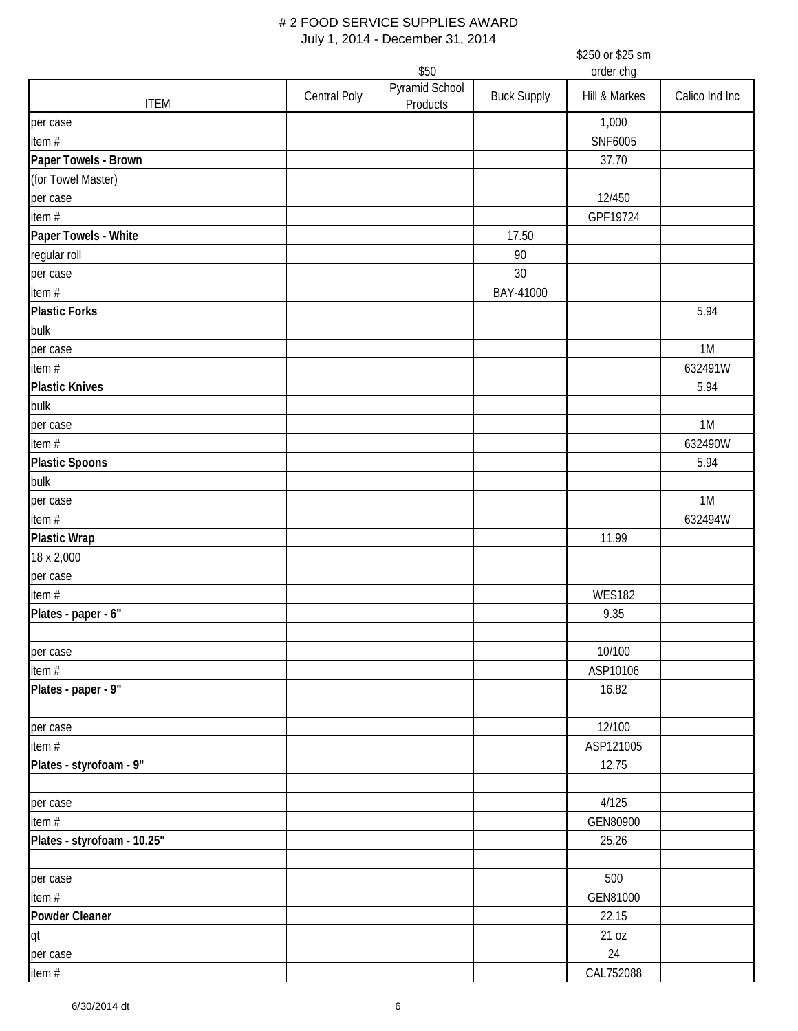# # 2 FOOD SERVICE SUPPLIES AWARD

July 1, 2014 - December 31, 2014

| ITEM | Central Poly | $50<br>Pyramid School Products | Buck Supply | $250 or $25 sm order chg<br>Hill & Markes | Calico Ind Inc |
|---|---|---|---|---|---|
| per case | | | | 1,000 | |
| item # | | | | SNF6005 | |
| **Paper Towels - Brown** | | | | 37.70 | |
| (for Towel Master) | | | | | |
| per case | | | | 12/450 | |
| item # | | | | GPF19724 | |
| **Paper Towels - White** | | | 17.50 | | |
| regular roll | | | 90 | | |
| per case | | | 30 | | |
| item # | | | BAY-41000 | | |
| **Plastic Forks** | | | | | 5.94 |
| bulk | | | | | |
| per case | | | | | 1M |
| item # | | | | | 632491W |
| **Plastic Knives** | | | | | 5.94 |
| bulk | | | | | |
| per case | | | | | 1M |
| item # | | | | | 632490W |
| **Plastic Spoons** | | | | | 5.94 |
| bulk | | | | | |
| per case | | | | | 1M |
| item # | | | | | 632494W |
| **Plastic Wrap** | | | | 11.99 | |
| 18 x 2,000 | | | | | |
| per case | | | | | |
| item # | | | | WES182 | |
| **Plates - paper - 6"** | | | | 9.35 | |
| | | | | | |
| per case | | | | 10/100 | |
| item # | | | | ASP10106 | |
| **Plates - paper - 9"** | | | | 16.82 | |
| | | | | | |
| per case | | | | 12/100 | |
| item # | | | | ASP121005 | |
| **Plates - styrofoam - 9"** | | | | 12.75 | |
| | | | | | |
| per case | | | | 4/125 | |
| item # | | | | GEN80900 | |
| **Plates - styrofoam - 10.25"** | | | | 25.26 | |
| | | | | | |
| per case | | | | 500 | |
| item # | | | | GEN81000 | |
| **Powder Cleaner** | | | | 22.15 | |
| qt | | | | 21 oz | |
| per case | | | | 24 | |
| item # | | | | CAL752088 | |

6/30/2014 dt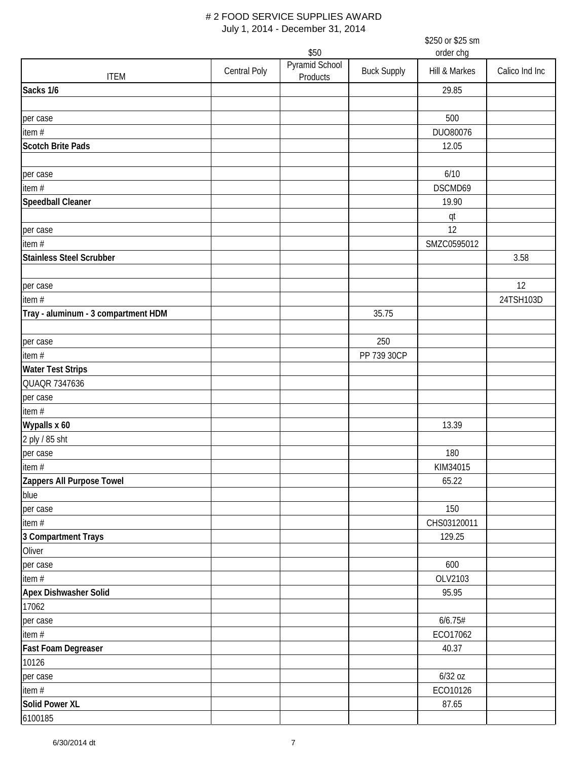# # 2 FOOD SERVICE SUPPLIES AWARD

July 1, 2014 - December 31, 2014

| ITEM | Central Poly | $50<br>Pyramid School Products | Buck Supply | $250 or $25 sm order chg<br>Hill & Markes | Calico Ind Inc |
|---|---|---|---|---|---|
| **Sacks 1/6** | | | | 29.85 | |
| | | | | | |
| per case | | | | 500 | |
| item # | | | | DUO80076 | |
| **Scotch Brite Pads** | | | | 12.05 | |
| | | | | | |
| per case | | | | 6/10 | |
| item # | | | | DSCMD69 | |
| **Speedball Cleaner** | | | | 19.90 | |
| | | | | qt | |
| per case | | | | 12 | |
| item # | | | | SMZC0595012 | |
| **Stainless Steel Scrubber** | | | | | 3.58 |
| | | | | | |
| per case | | | | | 12 |
| item # | | | | | 24TSH103D |
| **Tray - aluminum - 3 compartment HDM** | | | 35.75 | | |
| | | | | | |
| per case | | | 250 | | |
| item # | | | PP 739 30CP | | |
| **Water Test Strips** | | | | | |
| QUAQR 7347636 | | | | | |
| per case | | | | | |
| item # | | | | | |
| **Wypalls x 60** | | | | 13.39 | |
| 2 ply / 85 sht | | | | | |
| per case | | | | 180 | |
| item # | | | | KIM34015 | |
| **Zappers All Purpose Towel** | | | | 65.22 | |
| blue | | | | | |
| per case | | | | 150 | |
| item # | | | | CHS03120011 | |
| **3 Compartment Trays** | | | | 129.25 | |
| Oliver | | | | | |
| per case | | | | 600 | |
| item # | | | | OLV2103 | |
| **Apex Dishwasher Solid** | | | | 95.95 | |
| 17062 | | | | | |
| per case | | | | 6/6.75# | |
| item # | | | | ECO17062 | |
| **Fast Foam Degreaser** | | | | 40.37 | |
| 10126 | | | | | |
| per case | | | | 6/32 oz | |
| item # | | | | ECO10126 | |
| **Solid Power XL** | | | | 87.65 | |
| 6100185 | | | | | |

6/30/2014 dt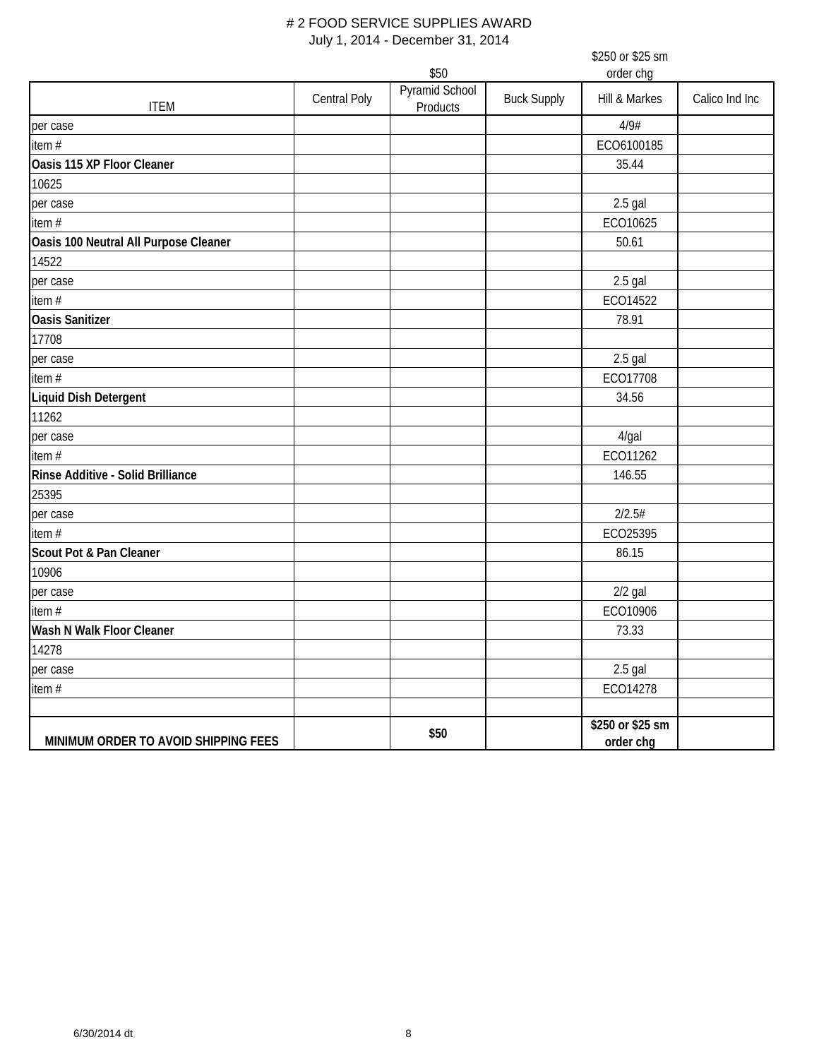# # 2 FOOD SERVICE SUPPLIES AWARD

July 1, 2014 - December 31, 2014

| ITEM | Central Poly | $50<br>Pyramid School Products | Buck Supply | $250 or $25 sm order chg<br>Hill & Markes | Calico Ind Inc |
|---|---|---|---|---|---|
| per case | | | | 4/9# | |
| item # | | | | ECO6100185 | |
| **Oasis 115 XP Floor Cleaner** | | | | 35.44 | |
| 10625 | | | | | |
| per case | | | | 2.5 gal | |
| item # | | | | ECO10625 | |
| **Oasis 100 Neutral All Purpose Cleaner** | | | | 50.61 | |
| 14522 | | | | | |
| per case | | | | 2.5 gal | |
| item # | | | | ECO14522 | |
| **Oasis Sanitizer** | | | | 78.91 | |
| 17708 | | | | | |
| per case | | | | 2.5 gal | |
| item # | | | | ECO17708 | |
| **Liquid Dish Detergent** | | | | 34.56 | |
| 11262 | | | | | |
| per case | | | | 4/gal | |
| item # | | | | ECO11262 | |
| **Rinse Additive - Solid Brilliance** | | | | 146.55 | |
| 25395 | | | | | |
| per case | | | | 2/2.5# | |
| item # | | | | ECO25395 | |
| **Scout Pot & Pan Cleaner** | | | | 86.15 | |
| 10906 | | | | | |
| per case | | | | 2/2 gal | |
| item # | | | | ECO10906 | |
| **Wash N Walk Floor Cleaner** | | | | 73.33 | |
| 14278 | | | | | |
| per case | | | | 2.5 gal | |
| item # | | | | ECO14278 | |
| | | | | | |
| **MINIMUM ORDER TO AVOID SHIPPING FEES** | | **$50** | | **$250 or $25 sm order chg** | |

6/30/2014 dt